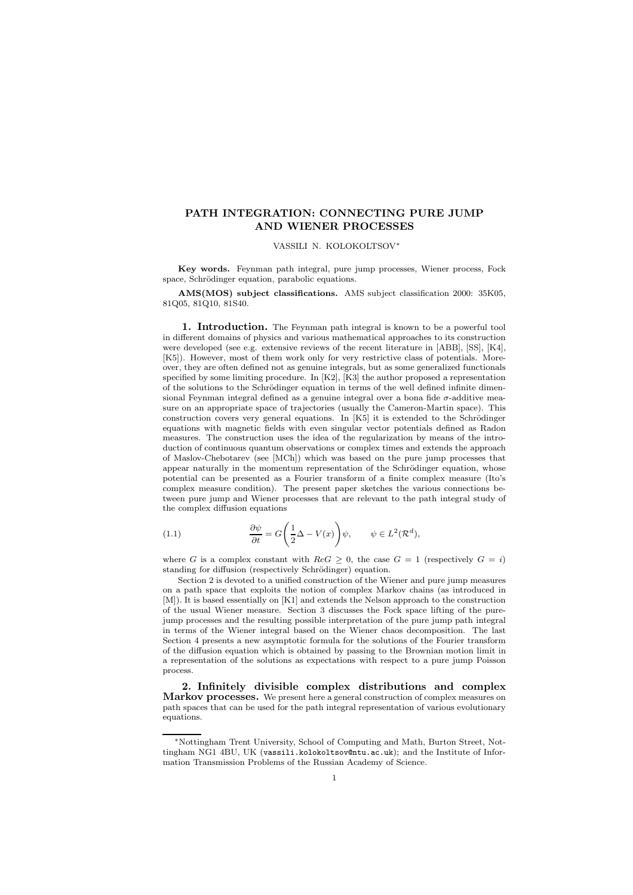# PATH INTEGRATION: CONNECTING PURE JUMP AND WIENER PROCESSES

VASSILI N. KOLOKOLTSOV*

**Key words.** Feynman path integral, pure jump processes, Wiener process, Fock space, Schrödinger equation, parabolic equations.

**AMS(MOS) subject classifications.** AMS subject classification 2000: 35K05, 81Q05, 81Q10, 81S40.

## 1. Introduction.

The Feynman path integral is known to be a powerful tool in different domains of physics and various mathematical approaches to its construction were developed (see e.g. extensive reviews of the recent literature in [ABB], [SS], [K4], [K5]). However, most of them work only for very restrictive class of potentials. Moreover, they are often defined not as genuine integrals, but as some generalized functionals specified by some limiting procedure. In [K2], [K3] the author proposed a representation of the solutions to the Schrödinger equation in terms of the well defined infinite dimensional Feynman integral defined as a genuine integral over a bona fide $\sigma$-additive measure on an appropriate space of trajectories (usually the Cameron-Martin space). This construction covers very general equations. In [K5] it is extended to the Schrödinger equations with magnetic fields with even singular vector potentials defined as Radon measures. The construction uses the idea of the regularization by means of the introduction of continuous quantum observations or complex times and extends the approach of Maslov-Chebotarev (see [MCh]) which was based on the pure jump processes that appear naturally in the momentum representation of the Schrödinger equation, whose potential can be presented as a Fourier transform of a finite complex measure (Ito's complex measure condition). The present paper sketches the various connections between pure jump and Wiener processes that are relevant to the path integral study of the complex diffusion equations

$$\frac{\partial \psi}{\partial t} = G\left(\frac{1}{2}\Delta - V(x)\right)\psi, \qquad \psi \in L^2(\mathcal{R}^d), \tag{1.1}$$

where $G$ is a complex constant with $Re G \geq 0$, the case $G = 1$ (respectively $G = i$) standing for diffusion (respectively Schrödinger) equation.

Section 2 is devoted to a unified construction of the Wiener and pure jump measures on a path space that exploits the notion of complex Markov chains (as introduced in [M]). It is based essentially on [K1] and extends the Nelson approach to the construction of the usual Wiener measure. Section 3 discusses the Fock space lifting of the pure-jump processes and the resulting possible interpretation of the pure jump path integral in terms of the Wiener integral based on the Wiener chaos decomposition. The last Section 4 presents a new asymptotic formula for the solutions of the Fourier transform of the diffusion equation which is obtained by passing to the Brownian motion limit in a representation of the solutions as expectations with respect to a pure jump Poisson process.

## 2. Infinitely divisible complex distributions and complex Markov processes.

We present here a general construction of complex measures on path spaces that can be used for the path integral representation of various evolutionary equations.

---

*Nottingham Trent University, School of Computing and Math, Burton Street, Nottingham NG1 4BU, UK (vassili.kolokoltsov@ntu.ac.uk); and the Institute of Information Transmission Problems of the Russian Academy of Science.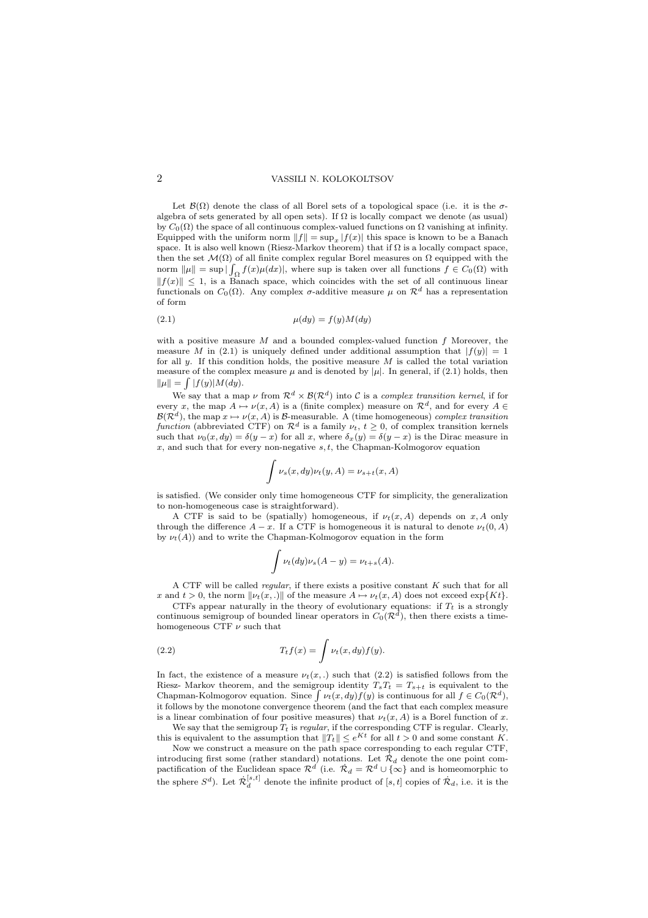Let $\mathcal{B}(\Omega)$ denote the class of all Borel sets of a topological space (i.e. it is the $\sigma$-algebra of sets generated by all open sets). If $\Omega$ is locally compact we denote (as usual) by $C_0(\Omega)$ the space of all continuous complex-valued functions on $\Omega$ vanishing at infinity. Equipped with the uniform norm $\|f\| = \sup_x |f(x)|$ this space is known to be a Banach space. It is also well known (Riesz-Markov theorem) that if $\Omega$ is a locally compact space, then the set $\mathcal{M}(\Omega)$ of all finite complex regular Borel measures on $\Omega$ equipped with the norm $\|\mu\| = \sup |\int_\Omega f(x)\mu(dx)|$, where sup is taken over all functions $f \in C_0(\Omega)$ with $\|f(x)\| \leq 1$, is a Banach space, which coincides with the set of all continuous linear functionals on $C_0(\Omega)$. Any complex $\sigma$-additive measure $\mu$ on $\mathcal{R}^d$ has a representation of form

$$\mu(dy) = f(y)M(dy) \tag{2.1}$$

with a positive measure $M$ and a bounded complex-valued function $f$ Moreover, the measure $M$ in (2.1) is uniquely defined under additional assumption that $|f(y)| = 1$ for all $y$. If this condition holds, the positive measure $M$ is called the total variation measure of the complex measure $\mu$ and is denoted by $|\mu|$. In general, if (2.1) holds, then $\|\mu\| = \int |f(y)|M(dy)$.

We say that a map $\nu$ from $\mathcal{R}^d \times \mathcal{B}(\mathcal{R}^d)$ into $\mathcal{C}$ is a *complex transition kernel*, if for every $x$, the map $A \mapsto \nu(x, A)$ is a (finite complex) measure on $\mathcal{R}^d$, and for every $A \in \mathcal{B}(\mathcal{R}^d)$, the map $x \mapsto \nu(x, A)$ is $\mathcal{B}$-measurable. A (time homogeneous) *complex transition function* (abbreviated CTF) on $\mathcal{R}^d$ is a family $\nu_t$, $t \geq 0$, of complex transition kernels such that $\nu_0(x, dy) = \delta(y - x)$ for all $x$, where $\delta_x(y) = \delta(y - x)$ is the Dirac measure in $x$, and such that for every non-negative $s, t$, the Chapman-Kolmogorov equation

$$\int \nu_s(x, dy)\nu_t(y, A) = \nu_{s+t}(x, A)$$

is satisfied. (We consider only time homogeneous CTF for simplicity, the generalization to non-homogeneous case is straightforward).

A CTF is said to be (spatially) homogeneous, if $\nu_t(x, A)$ depends on $x, A$ only through the difference $A - x$. If a CTF is homogeneous it is natural to denote $\nu_t(0, A)$ by $\nu_t(A)$) and to write the Chapman-Kolmogorov equation in the form

$$\int \nu_t(dy)\nu_s(A - y) = \nu_{t+s}(A).$$

A CTF will be called *regular*, if there exists a positive constant $K$ such that for all $x$ and $t > 0$, the norm $\|\nu_t(x, .)\|$ of the measure $A \mapsto \nu_t(x, A)$ does not exceed $\exp\{Kt\}$.

CTFs appear naturally in the theory of evolutionary equations: if $T_t$ is a strongly continuous semigroup of bounded linear operators in $C_0(\mathcal{R}^d)$, then there exists a time-homogeneous CTF $\nu$ such that

$$T_t f(x) = \int \nu_t(x, dy) f(y). \tag{2.2}$$

In fact, the existence of a measure $\nu_t(x, .)$ such that (2.2) is satisfied follows from the Riesz- Markov theorem, and the semigroup identity $T_s T_t = T_{s+t}$ is equivalent to the Chapman-Kolmogorov equation. Since $\int \nu_t(x, dy) f(y)$ is continuous for all $f \in C_0(\mathcal{R}^d)$, it follows by the monotone convergence theorem (and the fact that each complex measure is a linear combination of four positive measures) that $\nu_t(x, A)$ is a Borel function of $x$.

We say that the semigroup $T_t$ is *regular*, if the corresponding CTF is regular. Clearly, this is equivalent to the assumption that $\|T_t\| \leq e^{Kt}$ for all $t > 0$ and some constant $K$.

Now we construct a measure on the path space corresponding to each regular CTF, introducing first some (rather standard) notations. Let $\dot{\mathcal{R}}_d$ denote the one point compactification of the Euclidean space $\mathcal{R}^d$ (i.e. $\dot{\mathcal{R}}_d = \mathcal{R}^d \cup \{\infty\}$ and is homeomorphic to the sphere $S^d$). Let $\dot{\mathcal{R}}_d^{[s,t]}$ denote the infinite product of $[s, t]$ copies of $\dot{\mathcal{R}}_d$, i.e. it is the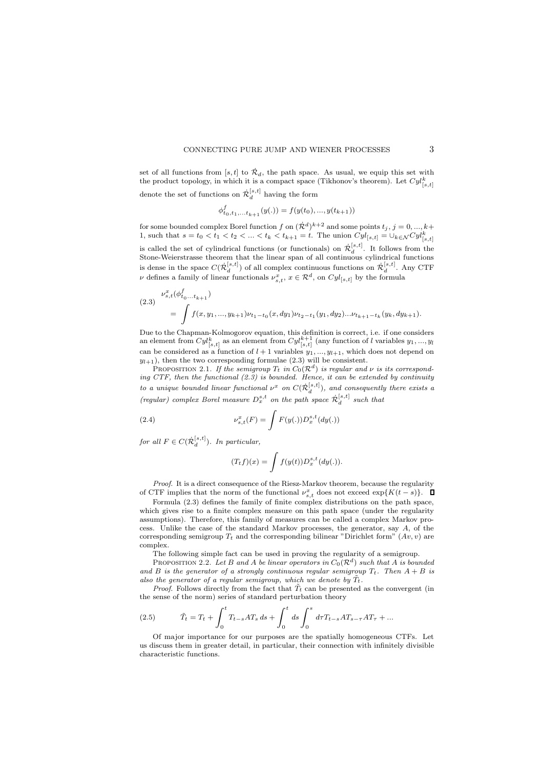set of all functions from $[s,t]$ to $\dot{\mathcal{R}}_d$, the path space. As usual, we equip this set with the product topology, in which it is a compact space (Tikhonov's theorem). Let $Cyl^k_{[s,t]}$ denote the set of functions on $\dot{\mathcal{R}}_d^{[s,t]}$ having the form

$$\phi^f_{t_0,t_1,...t_{k+1}}(y(.)) = f(y(t_0),...,y(t_{k+1}))$$

for some bounded complex Borel function $f$ on $(\dot{\mathcal{R}}^d)^{k+2}$ and some points $t_j$, $j=0,...,k+1$, such that $s=t_0<t_1<t_2<...<t_k<t_{k+1}=t$. The union $Cyl_{[s,t]} = \cup_{k\in\mathcal{N}} Cyl^k_{[s,t]}$ is called the set of cylindrical functions (or functionals) on $\dot{\mathcal{R}}_d^{[s,t]}$. It follows from the Stone-Weierstrasse theorem that the linear span of all continuous cylindrical functions is dense in the space $C(\dot{\mathcal{R}}_d^{[s,t]})$ of all complex continuous functions on $\dot{\mathcal{R}}_d^{[s,t]}$. Any CTF $\nu$ defines a family of linear functionals $\nu^x_{s,t}$, $x\in\mathcal{R}^d$, on $Cyl_{[s,t]}$ by the formula

$$\nu^x_{s,t}(\phi^f_{t_0...t_{k+1}}) = \int f(x,y_1,...,y_{k+1})\nu_{t_1-t_0}(x,dy_1)\nu_{t_2-t_1}(y_1,dy_2)...\nu_{t_{k+1}-t_k}(y_k,dy_{k+1}). \tag{2.3}$$

Due to the Chapman-Kolmogorov equation, this definition is correct, i.e. if one considers an element from $Cyl^k_{[s,t]}$ as an element from $Cyl^{k+1}_{[s,t]}$ (any function of $l$ variables $y_1,...,y_l$ can be considered as a function of $l+1$ variables $y_1,...,y_{l+1}$, which does not depend on $y_{l+1}$), then the two corresponding formulae (2.3) will be consistent.

Proposition 2.1. *If the semigroup $T_t$ in $C_0(\mathcal{R}^d)$ is regular and $\nu$ is its corresponding CTF, then the functional (2.3) is bounded. Hence, it can be extended by continuity to a unique bounded linear functional $\nu^x$ on $C(\dot{\mathcal{R}}_d^{[s,t]})$, and consequently there exists a (regular) complex Borel measure $D^{s,t}_x$ on the path space $\dot{\mathcal{R}}_d^{[s,t]}$ such that*

$$\nu^x_{s,t}(F) = \int F(y(.))D^{s,t}_x(dy(.)) \tag{2.4}$$

*for all $F\in C(\dot{\mathcal{R}}_d^{[s,t]})$. In particular,*

$$(T_tf)(x) = \int f(y(t))D^{s,t}_x(dy(.)).$$

*Proof.* It is a direct consequence of the Riesz-Markov theorem, because the regularity of CTF implies that the norm of the functional $\nu^x_{s,t}$ does not exceed $\exp\{K(t-s)\}$. ∎

Formula (2.3) defines the family of finite complex distributions on the path space, which gives rise to a finite complex measure on this path space (under the regularity assumptions). Therefore, this family of measures can be called a complex Markov process. Unlike the case of the standard Markov processes, the generator, say $A$, of the corresponding semigroup $T_t$ and the corresponding bilinear "Dirichlet form" $(Av,v)$ are complex.

The following simple fact can be used in proving the regularity of a semigroup.

Proposition 2.2. *Let $B$ and $A$ be linear operators in $C_0(\mathcal{R}^d)$ such that $A$ is bounded and $B$ is the generator of a strongly continuous regular semigroup $T_t$. Then $A+B$ is also the generator of a regular semigroup, which we denote by $\tilde{T}_t$.*

*Proof.* Follows directly from the fact that $\tilde{T}_t$ can be presented as the convergent (in the sense of the norm) series of standard perturbation theory

$$\tilde{T}_t = T_t + \int_0^t T_{t-s}AT_s\,ds + \int_0^t ds\int_0^s d\tau T_{t-s}AT_{s-\tau}AT_\tau + ... \tag{2.5}$$

Of major importance for our purposes are the spatially homogeneous CTFs. Let us discuss them in greater detail, in particular, their connection with infinitely divisible characteristic functions.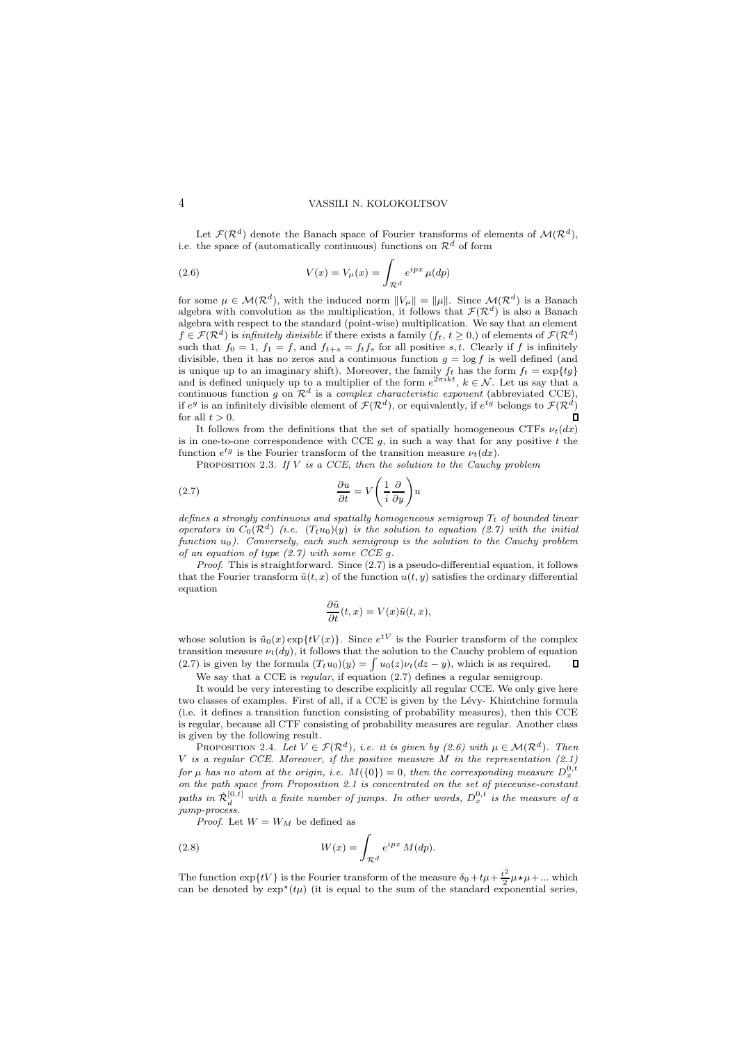Let $\mathcal{F}(\mathcal{R}^d)$ denote the Banach space of Fourier transforms of elements of $\mathcal{M}(\mathcal{R}^d)$, i.e. the space of (automatically continuous) functions on $\mathcal{R}^d$ of form

$$V(x) = V_\mu(x) = \int_{\mathcal{R}^d} e^{ipx}\,\mu(dp) \tag{2.6}$$

for some $\mu \in \mathcal{M}(\mathcal{R}^d)$, with the induced norm $\|V_\mu\| = \|\mu\|$. Since $\mathcal{M}(\mathcal{R}^d)$ is a Banach algebra with convolution as the multiplication, it follows that $\mathcal{F}(\mathcal{R}^d)$ is also a Banach algebra with respect to the standard (point-wise) multiplication. We say that an element $f \in \mathcal{F}(\mathcal{R}^d)$ is *infinitely divisible* if there exists a family $(f_t,\, t \geq 0,)$ of elements of $\mathcal{F}(\mathcal{R}^d)$ such that $f_0 = 1$, $f_1 = f$, and $f_{t+s} = f_t f_s$ for all positive $s, t$. Clearly if $f$ is infinitely divisible, then it has no zeros and a continuous function $g = \log f$ is well defined (and is unique up to an imaginary shift). Moreover, the family $f_t$ has the form $f_t = \exp\{tg\}$ and is defined uniquely up to a multiplier of the form $e^{2\pi ikt}$, $k \in \mathcal{N}$. Let us say that a continuous function $g$ on $\mathcal{R}^d$ is a *complex characteristic exponent* (abbreviated CCE), if $e^g$ is an infinitely divisible element of $\mathcal{F}(\mathcal{R}^d)$, or equivalently, if $e^{tg}$ belongs to $\mathcal{F}(\mathcal{R}^d)$ for all $t > 0$. □

It follows from the definitions that the set of spatially homogeneous CTFs $\nu_t(dx)$ is in one-to-one correspondence with CCE $g$, in such a way that for any positive $t$ the function $e^{tg}$ is the Fourier transform of the transition measure $\nu_t(dx)$.

PROPOSITION 2.3. *If $V$ is a CCE, then the solution to the Cauchy problem*

$$\frac{\partial u}{\partial t} = V\left(\frac{1}{i}\frac{\partial}{\partial y}\right)u \tag{2.7}$$

*defines a strongly continuous and spatially homogeneous semigroup $T_t$ of bounded linear operators in $C_0(\mathcal{R}^d)$ (i.e. $(T_t u_0)(y)$ is the solution to equation (2.7) with the initial function $u_0$). Conversely, each such semigroup is the solution to the Cauchy problem of an equation of type (2.7) with some CCE $g$.*

*Proof.* This is straightforward. Since (2.7) is a pseudo-differential equation, it follows that the Fourier transform $\tilde{u}(t,x)$ of the function $u(t,y)$ satisfies the ordinary differential equation

$$\frac{\partial \tilde{u}}{\partial t}(t,x) = V(x)\tilde{u}(t,x),$$

whose solution is $\tilde{u}_0(x)\exp\{tV(x)\}$. Since $e^{tV}$ is the Fourier transform of the complex transition measure $\nu_t(dy)$, it follows that the solution to the Cauchy problem of equation (2.7) is given by the formula $(T_t u_0)(y) = \int u_0(z)\nu_t(dz - y)$, which is as required. □

We say that a CCE is *regular*, if equation (2.7) defines a regular semigroup.

It would be very interesting to describe explicitly all regular CCE. We only give here two classes of examples. First of all, if a CCE is given by the Lévy- Khintchine formula (i.e. it defines a transition function consisting of probability measures), then this CCE is regular, because all CTF consisting of probability measures are regular. Another class is given by the following result.

PROPOSITION 2.4. *Let $V \in \mathcal{F}(\mathcal{R}^d)$, i.e. it is given by (2.6) with $\mu \in \mathcal{M}(\mathcal{R}^d)$. Then $V$ is a regular CCE. Moreover, if the positive measure $M$ in the representation (2.1) for $\mu$ has no atom at the origin, i.e. $M(\{0\}) = 0$, then the corresponding measure $D_x^{0,t}$ on the path space from Proposition 2.1 is concentrated on the set of piecewise-constant paths in $\dot{\mathcal{R}}_d^{[0,t]}$ with a finite number of jumps. In other words, $D_x^{0,t}$ is the measure of a jump-process.*

*Proof.* Let $W = W_M$ be defined as

$$W(x) = \int_{\mathcal{R}^d} e^{ipx}\,M(dp). \tag{2.8}$$

The function $\exp\{tV\}$ is the Fourier transform of the measure $\delta_0 + t\mu + \frac{t^2}{2}\mu \star \mu + ...$ which can be denoted by $\exp^\star(t\mu)$ (it is equal to the sum of the standard exponential series,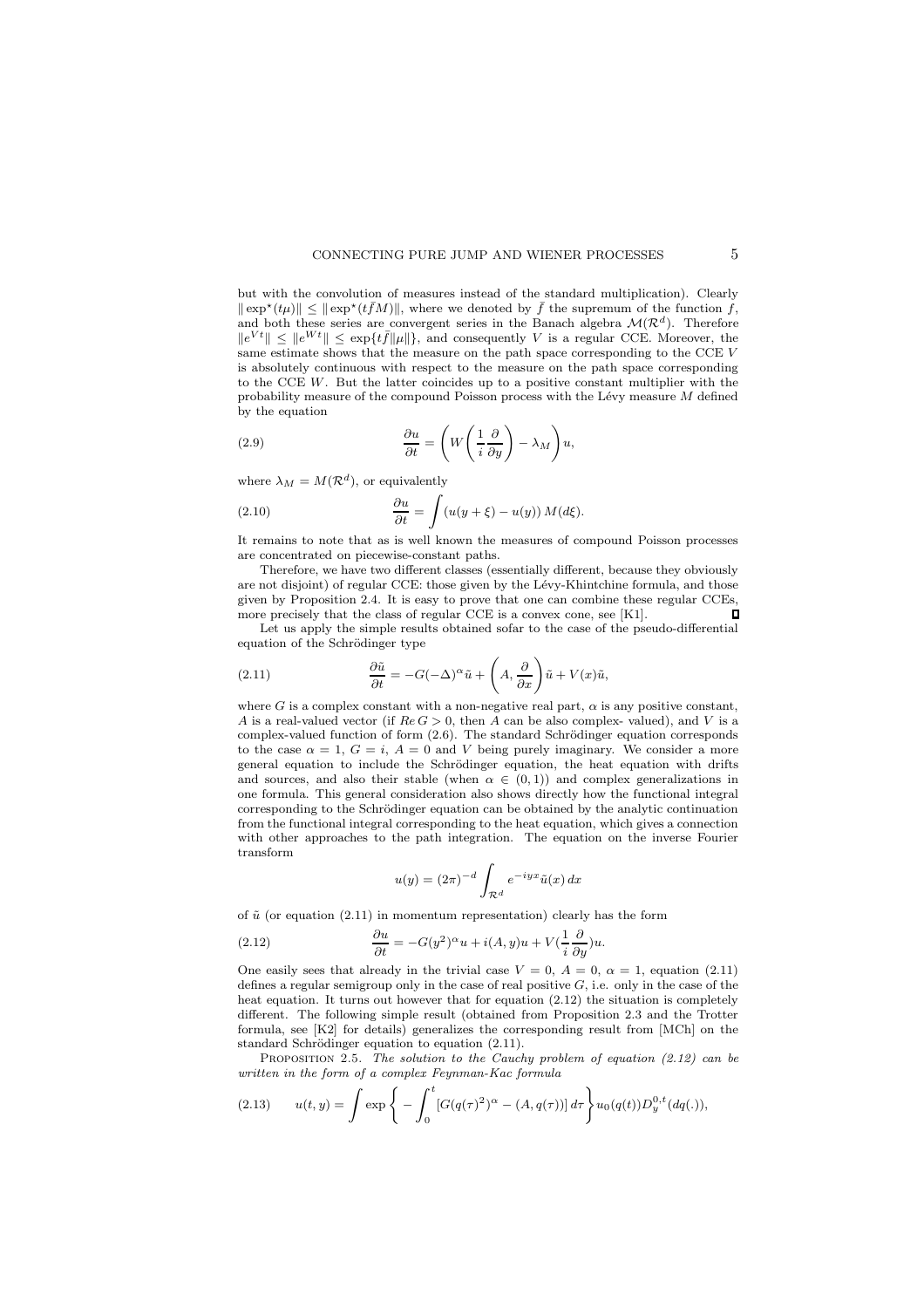but with the convolution of measures instead of the standard multiplication). Clearly $\|\exp^\star(t\mu)\| \leq \|\exp^\star(t\bar{f}M)\|$, where we denoted by $\bar{f}$ the supremum of the function $f$, and both these series are convergent series in the Banach algebra $\mathcal{M}(\mathcal{R}^d)$. Therefore $\|e^{Vt}\| \leq \|e^{Wt}\| \leq \exp\{t\bar{f}\|\mu\|\}$, and consequently $V$ is a regular CCE. Moreover, the same estimate shows that the measure on the path space corresponding to the CCE $V$ is absolutely continuous with respect to the measure on the path space corresponding to the CCE $W$. But the latter coincides up to a positive constant multiplier with the probability measure of the compound Poisson process with the Lévy measure $M$ defined by the equation

$$\frac{\partial u}{\partial t} = \left( W\left(\frac{1}{i}\frac{\partial}{\partial y}\right) - \lambda_M \right) u, \tag{2.9}$$

where $\lambda_M = M(\mathcal{R}^d)$, or equivalently

$$\frac{\partial u}{\partial t} = \int (u(y+\xi) - u(y))\, M(d\xi). \tag{2.10}$$

It remains to note that as is well known the measures of compound Poisson processes are concentrated on piecewise-constant paths.

Therefore, we have two different classes (essentially different, because they obviously are not disjoint) of regular CCE: those given by the Lévy-Khintchine formula, and those given by Proposition 2.4. It is easy to prove that one can combine these regular CCEs, more precisely that the class of regular CCE is a convex cone, see [K1]. ∎

Let us apply the simple results obtained sofar to the case of the pseudo-differential equation of the Schrödinger type

$$\frac{\partial \tilde{u}}{\partial t} = -G(-\Delta)^\alpha \tilde{u} + \left(A, \frac{\partial}{\partial x}\right)\tilde{u} + V(x)\tilde{u}, \tag{2.11}$$

where $G$ is a complex constant with a non-negative real part, $\alpha$ is any positive constant, $A$ is a real-valued vector (if $Re\, G > 0$, then $A$ can be also complex- valued), and $V$ is a complex-valued function of form (2.6). The standard Schrödinger equation corresponds to the case $\alpha = 1$, $G = i$, $A = 0$ and $V$ being purely imaginary. We consider a more general equation to include the Schrödinger equation, the heat equation with drifts and sources, and also their stable (when $\alpha \in (0,1)$) and complex generalizations in one formula. This general consideration also shows directly how the functional integral corresponding to the Schrödinger equation can be obtained by the analytic continuation from the functional integral corresponding to the heat equation, which gives a connection with other approaches to the path integration. The equation on the inverse Fourier transform

$$u(y) = (2\pi)^{-d} \int_{\mathcal{R}^d} e^{-iyx}\tilde{u}(x)\, dx$$

of $\tilde{u}$ (or equation (2.11) in momentum representation) clearly has the form

$$\frac{\partial u}{\partial t} = -G(y^2)^\alpha u + i(A,y)u + V(\frac{1}{i}\frac{\partial}{\partial y})u. \tag{2.12}$$

One easily sees that already in the trivial case $V = 0$, $A = 0$, $\alpha = 1$, equation (2.11) defines a regular semigroup only in the case of real positive $G$, i.e. only in the case of the heat equation. It turns out however that for equation (2.12) the situation is completely different. The following simple result (obtained from Proposition 2.3 and the Trotter formula, see [K2] for details) generalizes the corresponding result from [MCh] on the standard Schrödinger equation to equation (2.11).

Proposition 2.5. *The solution to the Cauchy problem of equation (2.12) can be written in the form of a complex Feynman-Kac formula*

$$u(t,y) = \int \exp\left\{ -\int_0^t [G(q(\tau)^2)^\alpha - (A, q(\tau))]\, d\tau \right\} u_0(q(t)) D_y^{0,t}(dq(.)), \tag{2.13}$$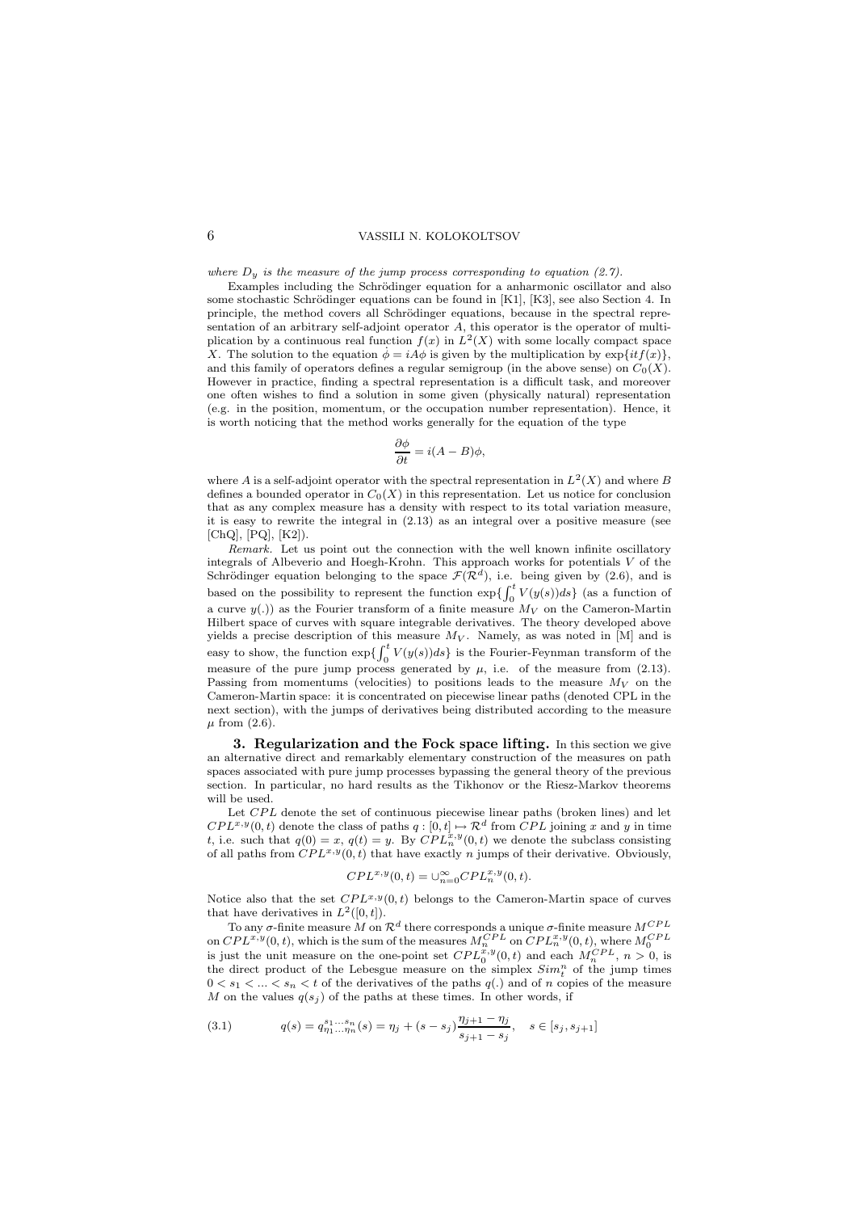*where $D_y$ is the measure of the jump process corresponding to equation (2.7).*

Examples including the Schrödinger equation for a anharmonic oscillator and also some stochastic Schrödinger equations can be found in [K1], [K3], see also Section 4. In principle, the method covers all Schrödinger equations, because in the spectral representation of an arbitrary self-adjoint operator $A$, this operator is the operator of multiplication by a continuous real function $f(x)$ in $L^2(X)$ with some locally compact space $X$. The solution to the equation $\dot{\phi} = iA\phi$ is given by the multiplication by $\exp\{itf(x)\}$, and this family of operators defines a regular semigroup (in the above sense) on $C_0(X)$. However in practice, finding a spectral representation is a difficult task, and moreover one often wishes to find a solution in some given (physically natural) representation (e.g. in the position, momentum, or the occupation number representation). Hence, it is worth noticing that the method works generally for the equation of the type

$$\frac{\partial \phi}{\partial t} = i(A - B)\phi,$$

where $A$ is a self-adjoint operator with the spectral representation in $L^2(X)$ and where $B$ defines a bounded operator in $C_0(X)$ in this representation. Let us notice for conclusion that as any complex measure has a density with respect to its total variation measure, it is easy to rewrite the integral in (2.13) as an integral over a positive measure (see [ChQ], [PQ], [K2]).

*Remark.* Let us point out the connection with the well known infinite oscillatory integrals of Albeverio and Hoegh-Krohn. This approach works for potentials $V$ of the Schrödinger equation belonging to the space $\mathcal{F}(\mathcal{R}^d)$, i.e. being given by (2.6), and is based on the possibility to represent the function $\exp\{\int_0^t V(y(s))ds\}$ (as a function of a curve $y(.)$) as the Fourier transform of a finite measure $M_V$ on the Cameron-Martin Hilbert space of curves with square integrable derivatives. The theory developed above yields a precise description of this measure $M_V$. Namely, as was noted in [M] and is easy to show, the function $\exp\{\int_0^t V(y(s))ds\}$ is the Fourier-Feynman transform of the measure of the pure jump process generated by $\mu$, i.e. of the measure from (2.13). Passing from momentums (velocities) to positions leads to the measure $M_V$ on the Cameron-Martin space: it is concentrated on piecewise linear paths (denoted CPL in the next section), with the jumps of derivatives being distributed according to the measure $\mu$ from (2.6).

## 3. Regularization and the Fock space lifting.

In this section we give an alternative direct and remarkably elementary construction of the measures on path spaces associated with pure jump processes bypassing the general theory of the previous section. In particular, no hard results as the Tikhonov or the Riesz-Markov theorems will be used.

Let $CPL$ denote the set of continuous piecewise linear paths (broken lines) and let $CPL^{x,y}(0,t)$ denote the class of paths $q : [0,t] \mapsto \mathcal{R}^d$ from $CPL$ joining $x$ and $y$ in time $t$, i.e. such that $q(0) = x$, $q(t) = y$. By $CPL_n^{x,y}(0,t)$ we denote the subclass consisting of all paths from $CPL^{x,y}(0,t)$ that have exactly $n$ jumps of their derivative. Obviously,

$$CPL^{x,y}(0,t) = \cup_{n=0}^{\infty} CPL_n^{x,y}(0,t).$$

Notice also that the set $CPL^{x,y}(0,t)$ belongs to the Cameron-Martin space of curves that have derivatives in $L^2([0,t])$.

To any $\sigma$-finite measure $M$ on $\mathcal{R}^d$ there corresponds a unique $\sigma$-finite measure $M^{CPL}$ on $CPL^{x,y}(0,t)$, which is the sum of the measures $M_n^{CPL}$ on $CPL_n^{x,y}(0,t)$, where $M_0^{CPL}$ is just the unit measure on the one-point set $CPL_0^{x,y}(0,t)$ and each $M_n^{CPL}$, $n > 0$, is the direct product of the Lebesgue measure on the simplex $Sim_t^n$ of the jump times $0 < s_1 < ... < s_n < t$ of the derivatives of the paths $q(.)$ and of $n$ copies of the measure $M$ on the values $q(s_j)$ of the paths at these times. In other words, if

$$q(s) = q_{\eta_1 ... \eta_n}^{s_1 ... s_n}(s) = \eta_j + (s - s_j)\frac{\eta_{j+1} - \eta_j}{s_{j+1} - s_j}, \quad s \in [s_j, s_{j+1}] \tag{3.1}$$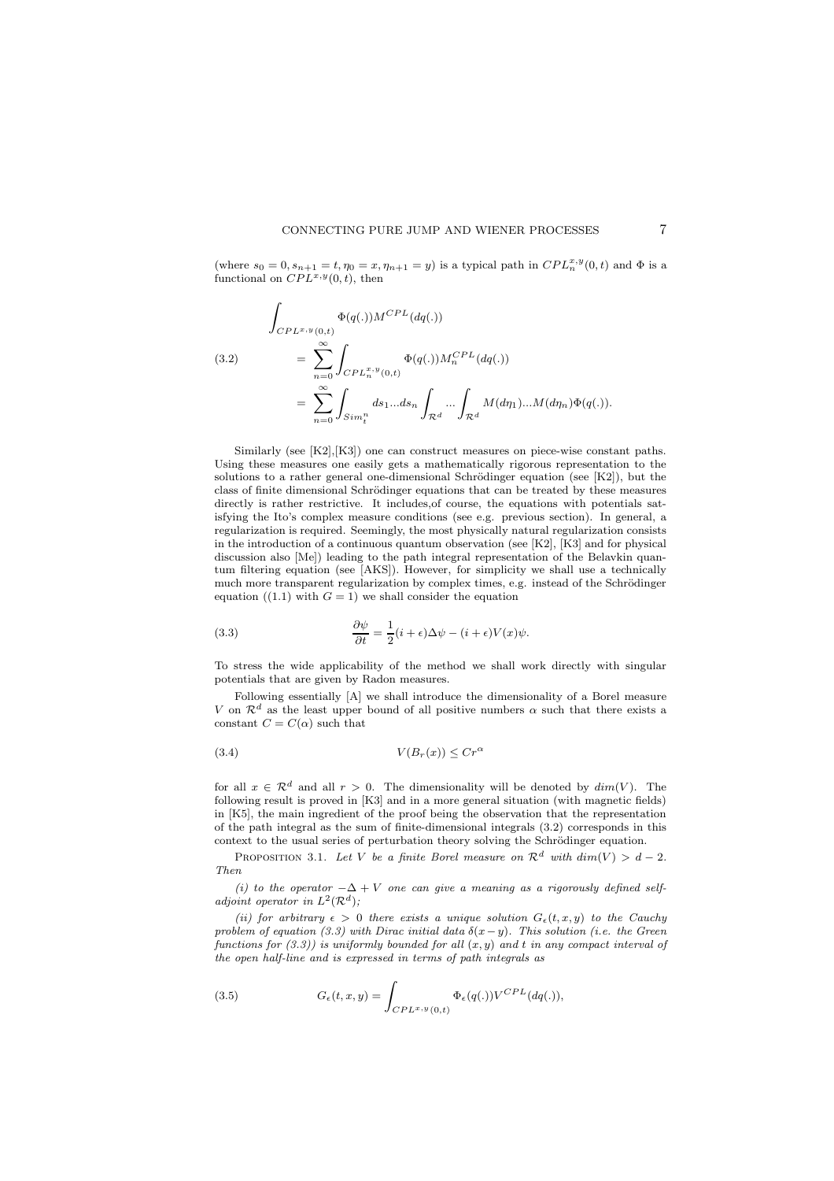(where $s_0 = 0, s_{n+1} = t, \eta_0 = x, \eta_{n+1} = y$) is a typical path in $CPL_n^{x,y}(0,t)$ and $\Phi$ is a functional on $CPL^{x,y}(0,t)$, then

$$
\begin{aligned}
&\int_{CPL^{x,y}(0,t)} \Phi(q(.))M^{CPL}(dq(.)) \\
&\quad = \sum_{n=0}^{\infty} \int_{CPL_n^{x,y}(0,t)} \Phi(q(.))M_n^{CPL}(dq(.)) \\
&\quad = \sum_{n=0}^{\infty} \int_{Sim_t^n} ds_1 ... ds_n \int_{\mathcal{R}^d} ... \int_{\mathcal{R}^d} M(d\eta_1)...M(d\eta_n)\Phi(q(.)).
\end{aligned}
\tag{3.2}
$$

Similarly (see [K2],[K3]) one can construct measures on piece-wise constant paths. Using these measures one easily gets a mathematically rigorous representation to the solutions to a rather general one-dimensional Schrödinger equation (see [K2]), but the class of finite dimensional Schrödinger equations that can be treated by these measures directly is rather restrictive. It includes,of course, the equations with potentials satisfying the Ito's complex measure conditions (see e.g. previous section). In general, a regularization is required. Seemingly, the most physically natural regularization consists in the introduction of a continuous quantum observation (see [K2], [K3] and for physical discussion also [Me]) leading to the path integral representation of the Belavkin quantum filtering equation (see [AKS]). However, for simplicity we shall use a technically much more transparent regularization by complex times, e.g. instead of the Schrödinger equation ((1.1) with $G = 1$) we shall consider the equation

$$
\frac{\partial \psi}{\partial t} = \frac{1}{2}(i + \epsilon)\Delta\psi - (i + \epsilon)V(x)\psi. \tag{3.3}
$$

To stress the wide applicability of the method we shall work directly with singular potentials that are given by Radon measures.

Following essentially [A] we shall introduce the dimensionality of a Borel measure $V$ on $\mathcal{R}^d$ as the least upper bound of all positive numbers $\alpha$ such that there exists a constant $C = C(\alpha)$ such that

$$
V(B_r(x)) \leq Cr^{\alpha} \tag{3.4}
$$

for all $x \in \mathcal{R}^d$ and all $r > 0$. The dimensionality will be denoted by $dim(V)$. The following result is proved in [K3] and in a more general situation (with magnetic fields) in [K5], the main ingredient of the proof being the observation that the representation of the path integral as the sum of finite-dimensional integrals (3.2) corresponds in this context to the usual series of perturbation theory solving the Schrödinger equation.

Proposition 3.1. *Let $V$ be a finite Borel measure on $\mathcal{R}^d$ with $dim(V) > d - 2$. Then*

*(i) to the operator $-\Delta + V$ one can give a meaning as a rigorously defined self-adjoint operator in $L^2(\mathcal{R}^d)$;*

*(ii) for arbitrary $\epsilon > 0$ there exists a unique solution $G_\epsilon(t, x, y)$ to the Cauchy problem of equation (3.3) with Dirac initial data $\delta(x-y)$. This solution (i.e. the Green functions for (3.3)) is uniformly bounded for all $(x, y)$ and $t$ in any compact interval of the open half-line and is expressed in terms of path integrals as*

$$
G_\epsilon(t, x, y) = \int_{CPL^{x,y}(0,t)} \Phi_\epsilon(q(.))V^{CPL}(dq(.)), \tag{3.5}
$$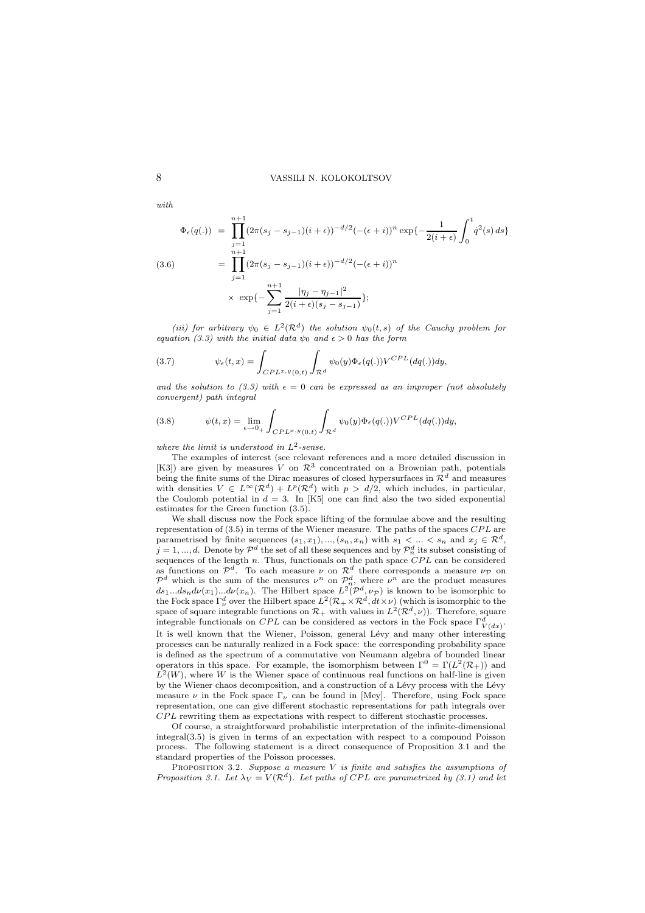*with*

$$
\begin{aligned}
\Phi_\epsilon(q(.)) &= \prod_{j=1}^{n+1} (2\pi(s_j - s_{j-1})(i+\epsilon))^{-d/2}(-(\epsilon+i))^n \exp\{-\frac{1}{2(i+\epsilon)}\int_0^t \dot{q}^2(s)\,ds\} \\
&= \prod_{j=1}^{n+1} (2\pi(s_j - s_{j-1})(i+\epsilon))^{-d/2}(-(\epsilon+i))^n \\
&\quad \times \exp\{-\sum_{j=1}^{n+1} \frac{|\eta_j - \eta_{j-1}|^2}{2(i+\epsilon)(s_j - s_{j-1})}\};
\end{aligned}
\tag{3.6}
$$

*(iii) for arbitrary $\psi_0 \in L^2(\mathcal{R}^d)$ the solution $\psi_0(t,s)$ of the Cauchy problem for equation (3.3) with the initial data $\psi_0$ and $\epsilon > 0$ has the form*

$$
\psi_\epsilon(t,x) = \int_{CPL^{x,y}(0,t)} \int_{\mathcal{R}^d} \psi_0(y)\Phi_\epsilon(q(.))V^{CPL}(dq(.))dy, \tag{3.7}
$$

*and the solution to (3.3) with $\epsilon = 0$ can be expressed as an improper (not absolutely convergent) path integral*

$$
\psi(t,x) = \lim_{\epsilon \to 0_+} \int_{CPL^{x,y}(0,t)} \int_{\mathcal{R}^d} \psi_0(y)\Phi_\epsilon(q(.))V^{CPL}(dq(.))dy, \tag{3.8}
$$

*where the limit is understood in $L^2$-sense.*

The examples of interest (see relevant references and a more detailed discussion in [K3]) are given by measures $V$ on $\mathcal{R}^3$ concentrated on a Brownian path, potentials being the finite sums of the Dirac measures of closed hypersurfaces in $\mathcal{R}^d$ and measures with densities $V \in L^\infty(\mathcal{R}^d) + L^p(\mathcal{R}^d)$ with $p > d/2$, which includes, in particular, the Coulomb potential in $d = 3$. In [K5] one can find also the two sided exponential estimates for the Green function (3.5).

We shall discuss now the Fock space lifting of the formulae above and the resulting representation of (3.5) in terms of the Wiener measure. The paths of the spaces $CPL$ are parametrised by finite sequences $(s_1, x_1), ..., (s_n, x_n)$ with $s_1 < ... < s_n$ and $x_j \in \mathcal{R}^d$, $j = 1, ..., d$. Denote by $\mathcal{P}^d$ the set of all these sequences and by $\mathcal{P}^d_n$ its subset consisting of sequences of the length $n$. Thus, functionals on the path space $CPL$ can be considered as functions on $\mathcal{P}^d$. To each measure $\nu$ on $\mathcal{R}^d$ there corresponds a measure $\nu_\mathcal{P}$ on $\mathcal{P}^d$ which is the sum of the measures $\nu^n$ on $\mathcal{P}^d_n$, where $\nu^n$ are the product measures $ds_1...ds_n d\nu(x_1)...d\nu(x_n)$. The Hilbert space $L^2(\mathcal{P}^d, \nu_\mathcal{P})$ is known to be isomorphic to the Fock space $\Gamma^d_\nu$ over the Hilbert space $L^2(\mathcal{R}_+ \times \mathcal{R}^d, dt \times \nu)$ (which is isomorphic to the space of square integrable functions on $\mathcal{R}_+$ with values in $L^2(\mathcal{R}^d, \nu)$). Therefore, square integrable functionals on $CPL$ can be considered as vectors in the Fock space $\Gamma^d_{V(dx)}$. It is well known that the Wiener, Poisson, general Lévy and many other interesting processes can be naturally realized in a Fock space: the corresponding probability space is defined as the spectrum of a commutative von Neumann algebra of bounded linear operators in this space. For example, the isomorphism between $\Gamma^0 = \Gamma(L^2(\mathcal{R}_+))$ and $L^2(W)$, where $W$ is the Wiener space of continuous real functions on half-line is given by the Wiener chaos decomposition, and a construction of a Lévy process with the Lévy measure $\nu$ in the Fock space $\Gamma_\nu$ can be found in [Mey]. Therefore, using Fock space representation, one can give different stochastic representations for path integrals over $CPL$ rewriting them as expectations with respect to different stochastic processes.

Of course, a straightforward probabilistic interpretation of the infinite-dimensional integral(3.5) is given in terms of an expectation with respect to a compound Poisson process. The following statement is a direct consequence of Proposition 3.1 and the standard properties of the Poisson processes.

Proposition 3.2. *Suppose a measure $V$ is finite and satisfies the assumptions of Proposition 3.1. Let $\lambda_V = V(\mathcal{R}^d)$. Let paths of $CPL$ are parametrized by (3.1) and let*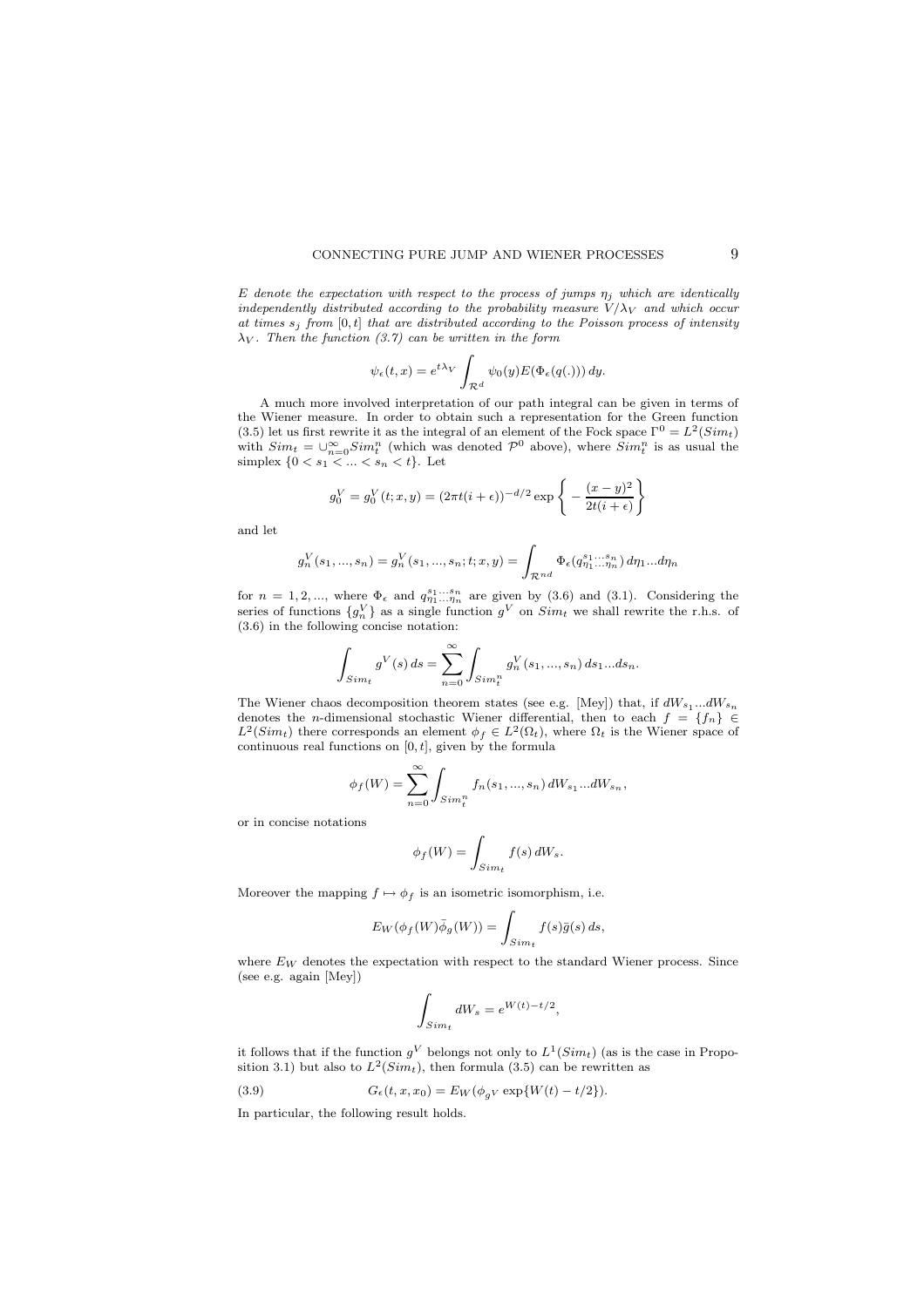*$E$ denote the expectation with respect to the process of jumps $\eta_j$ which are identically independently distributed according to the probability measure $V/\lambda_V$ and which occur at times $s_j$ from $[0,t]$ that are distributed according to the Poisson process of intensity $\lambda_V$. Then the function (3.7) can be written in the form*

$$\psi_\epsilon(t,x) = e^{t\lambda_V} \int_{\mathcal{R}^d} \psi_0(y) E(\Phi_\epsilon(q(.)))\, dy.$$

A much more involved interpretation of our path integral can be given in terms of the Wiener measure. In order to obtain such a representation for the Green function (3.5) let us first rewrite it as the integral of an element of the Fock space $\Gamma^0 = L^2(Sim_t)$ with $Sim_t = \cup_{n=0}^\infty Sim_t^n$ (which was denoted $\mathcal{P}^0$ above), where $Sim_t^n$ is as usual the simplex $\{0 < s_1 < ... < s_n < t\}$. Let

$$g_0^V = g_0^V(t;x,y) = (2\pi t(i+\epsilon))^{-d/2} \exp\left\{ -\frac{(x-y)^2}{2t(i+\epsilon)} \right\}$$

and let

$$g_n^V(s_1,...,s_n) = g_n^V(s_1,...,s_n;t;x,y) = \int_{\mathcal{R}^{nd}} \Phi_\epsilon(q_{\eta_1...\eta_n}^{s_1...s_n})\, d\eta_1...d\eta_n$$

for $n = 1,2,...$, where $\Phi_\epsilon$ and $q_{\eta_1...\eta_n}^{s_1...s_n}$ are given by (3.6) and (3.1). Considering the series of functions $\{g_n^V\}$ as a single function $g^V$ on $Sim_t$ we shall rewrite the r.h.s. of (3.6) in the following concise notation:

$$\int_{Sim_t} g^V(s)\, ds = \sum_{n=0}^\infty \int_{Sim_t^n} g_n^V(s_1,...,s_n)\, ds_1...ds_n.$$

The Wiener chaos decomposition theorem states (see e.g. [Mey]) that, if $dW_{s_1}...dW_{s_n}$ denotes the $n$-dimensional stochastic Wiener differential, then to each $f = \{f_n\} \in L^2(Sim_t)$ there corresponds an element $\phi_f \in L^2(\Omega_t)$, where $\Omega_t$ is the Wiener space of continuous real functions on $[0,t]$, given by the formula

$$\phi_f(W) = \sum_{n=0}^\infty \int_{Sim_t^n} f_n(s_1,...,s_n)\, dW_{s_1}...dW_{s_n},$$

or in concise notations

$$\phi_f(W) = \int_{Sim_t} f(s)\, dW_s.$$

Moreover the mapping $f \mapsto \phi_f$ is an isometric isomorphism, i.e.

$$E_W(\phi_f(W)\bar{\phi}_g(W)) = \int_{Sim_t} f(s)\bar{g}(s)\, ds,$$

where $E_W$ denotes the expectation with respect to the standard Wiener process. Since (see e.g. again [Mey])

$$\int_{Sim_t} dW_s = e^{W(t)-t/2},$$

it follows that if the function $g^V$ belongs not only to $L^1(Sim_t)$ (as is the case in Proposition 3.1) but also to $L^2(Sim_t)$, then formula (3.5) can be rewritten as

$$G_\epsilon(t,x,x_0) = E_W(\phi_{g^V} \exp\{W(t) - t/2\}). \tag{3.9}$$

In particular, the following result holds.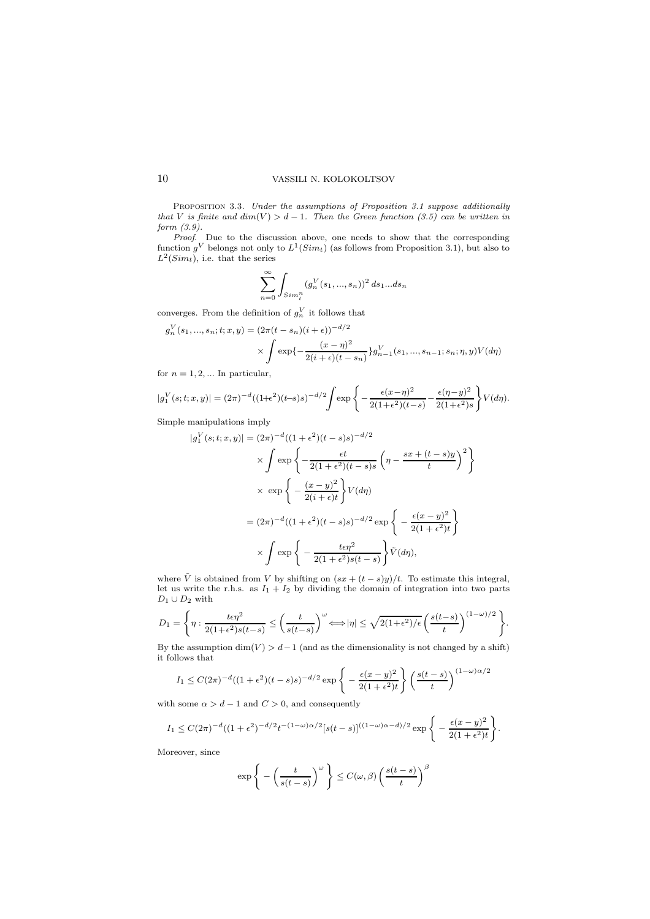Proposition 3.3. *Under the assumptions of Proposition 3.1 suppose additionally that $V$ is finite and $\dim(V) > d-1$. Then the Green function (3.5) can be written in form (3.9).*

*Proof.* Due to the discussion above, one needs to show that the corresponding function $g^V$ belongs not only to $L^1(Sim_t)$ (as follows from Proposition 3.1), but also to $L^2(Sim_t)$, i.e. that the series

$$\sum_{n=0}^{\infty} \int_{Sim_t^n} (g_n^V(s_1,...,s_n))^2 \, ds_1...ds_n$$

converges. From the definition of $g_n^V$ it follows that

$$g_n^V(s_1,...,s_n;t;x,y) = (2\pi(t-s_n)(i+\epsilon))^{-d/2} \times \int \exp\{-\frac{(x-\eta)^2}{2(i+\epsilon)(t-s_n)}\} g_{n-1}^V(s_1,...,s_{n-1};s_n;\eta,y) V(d\eta)$$

for $n = 1, 2, ...$ In particular,

$$|g_1^V(s;t;x,y)| = (2\pi)^{-d}((1+\epsilon^2)(t-s)s)^{-d/2} \int \exp\left\{-\frac{\epsilon(x-\eta)^2}{2(1+\epsilon^2)(t-s)} - \frac{\epsilon(\eta-y)^2}{2(1+\epsilon^2)s}\right\} V(d\eta).$$

Simple manipulations imply

$$\begin{aligned}
|g_1^V(s;t;x,y)| &= (2\pi)^{-d}((1+\epsilon^2)(t-s)s)^{-d/2} \\
&\quad \times \int \exp\left\{-\frac{\epsilon t}{2(1+\epsilon^2)(t-s)s}\left(\eta - \frac{sx+(t-s)y}{t}\right)^2\right\} \\
&\quad \times \exp\left\{-\frac{(x-y)^2}{2(i+\epsilon)t}\right\} V(d\eta) \\
&= (2\pi)^{-d}((1+\epsilon^2)(t-s)s)^{-d/2} \exp\left\{-\frac{\epsilon(x-y)^2}{2(1+\epsilon^2)t}\right\} \\
&\quad \times \int \exp\left\{-\frac{t\epsilon\eta^2}{2(1+\epsilon^2)s(t-s)}\right\} \tilde{V}(d\eta),
\end{aligned}$$

where $\tilde{V}$ is obtained from $V$ by shifting on $(sx+(t-s)y)/t$. To estimate this integral, let us write the r.h.s. as $I_1 + I_2$ by dividing the domain of integration into two parts $D_1 \cup D_2$ with

$$D_1 = \left\{\eta : \frac{t\epsilon\eta^2}{2(1+\epsilon^2)s(t-s)} \leq \left(\frac{t}{s(t-s)}\right)^{\omega} \Longleftrightarrow |\eta| \leq \sqrt{2(1+\epsilon^2)/\epsilon}\left(\frac{s(t-s)}{t}\right)^{(1-\omega)/2}\right\}.$$

By the assumption $\dim(V) > d-1$ (and as the dimensionality is not changed by a shift) it follows that

$$I_1 \leq C(2\pi)^{-d}((1+\epsilon^2)(t-s)s)^{-d/2} \exp\left\{-\frac{\epsilon(x-y)^2}{2(1+\epsilon^2)t}\right\}\left(\frac{s(t-s)}{t}\right)^{(1-\omega)\alpha/2}$$

with some $\alpha > d-1$ and $C > 0$, and consequently

$$I_1 \leq C(2\pi)^{-d}((1+\epsilon^2)^{-d/2} t^{-(1-\omega)\alpha/2}[s(t-s)]^{((1-\omega)\alpha-d)/2} \exp\left\{-\frac{\epsilon(x-y)^2}{2(1+\epsilon^2)t}\right\}.$$

Moreover, since

$$\exp\left\{-\left(\frac{t}{s(t-s)}\right)^{\omega}\right\} \leq C(\omega,\beta)\left(\frac{s(t-s)}{t}\right)^{\beta}$$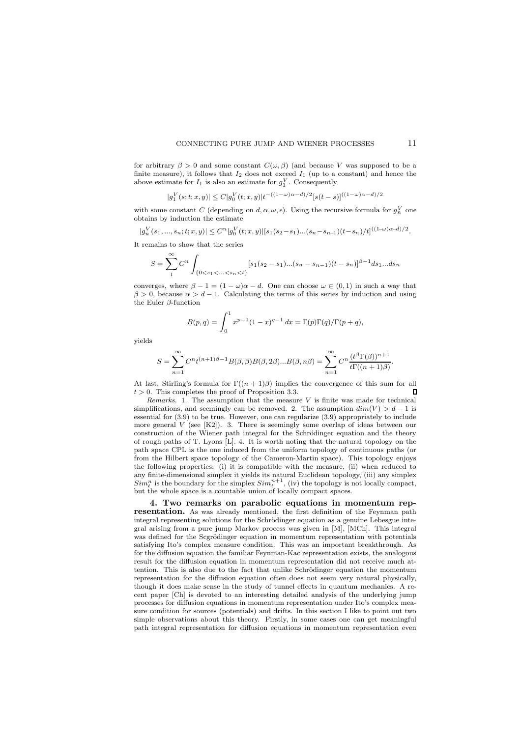for arbitrary $\beta > 0$ and some constant $C(\omega, \beta)$ (and because $V$ was supposed to be a finite measure), it follows that $I_2$ does not exceed $I_1$ (up to a constant) and hence the above estimate for $I_1$ is also an estimate for $g_1^V$. Consequently

$$|g_1^V(s;t;x,y)| \le C|g_0^V(t;x,y)|t^{-((1-\omega)\alpha-d)/2}[s(t-s)]^{((1-\omega)\alpha-d)/2}$$

with some constant $C$ (depending on $d, \alpha, \omega, \epsilon$). Using the recursive formula for $g_n^V$ one obtains by induction the estimate

$$|g_n^V(s_1,...,s_n;t;x,y)| \le C^n|g_0^V(t;x,y)|[s_1(s_2-s_1)...(s_n-s_{n-1})(t-s_n)/t]^{((1-\omega)\alpha-d)/2}.$$

It remains to show that the series

$$S = \sum_1^\infty C^n \int_{\{0<s_1<...<s_n<t\}} [s_1(s_2-s_1)...(s_n-s_{n-1})(t-s_n)]^{\beta-1} ds_1...ds_n$$

converges, where $\beta - 1 = (1-\omega)\alpha - d$. One can choose $\omega \in (0,1)$ in such a way that $\beta > 0$, because $\alpha > d-1$. Calculating the terms of this series by induction and using the Euler $\beta$-function

$$B(p,q) = \int_0^1 x^{p-1}(1-x)^{q-1}\,dx = \Gamma(p)\Gamma(q)/\Gamma(p+q),$$

yields

$$S = \sum_{n=1}^\infty C^n t^{(n+1)\beta-1} B(\beta,\beta)B(\beta,2\beta)...B(\beta,n\beta) = \sum_{n=1}^\infty C^n \frac{(t^\beta\Gamma(\beta))^{n+1}}{t\Gamma((n+1)\beta)}.$$

At last, Stirling's formula for $\Gamma((n+1)\beta)$ implies the convergence of this sum for all $t > 0$. This completes the proof of Proposition 3.3. ∎

*Remarks.* 1. The assumption that the measure $V$ is finite was made for technical simplifications, and seemingly can be removed. 2. The assumption $dim(V) > d-1$ is essential for (3.9) to be true. However, one can regularize (3.9) appropriately to include more general $V$ (see [K2]). 3. There is seemingly some overlap of ideas between our construction of the Wiener path integral for the Schrödinger equation and the theory of rough paths of T. Lyons [L]. 4. It is worth noting that the natural topology on the path space CPL is the one induced from the uniform topology of continuous paths (or from the Hilbert space topology of the Cameron-Martin space). This topology enjoys the following properties: (i) it is compatible with the measure, (ii) when reduced to any finite-dimensional simplex it yields its natural Euclidean topology, (iii) any simplex $Sim_t^n$ is the boundary for the simplex $Sim_t^{n+1}$, (iv) the topology is not locally compact, but the whole space is a countable union of locally compact spaces.

**4. Two remarks on parabolic equations in momentum representation.** As was already mentioned, the first definition of the Feynman path integral representing solutions for the Schrödinger equation as a genuine Lebesgue integral arising from a pure jump Markov process was given in [M], [MCh]. This integral was defined for the Scgrödinger equation in momentum representation with potentials satisfying Ito's complex measure condition. This was an important breakthrough. As for the diffusion equation the familiar Feynman-Kac representation exists, the analogous result for the diffusion equation in momentum representation did not receive much attention. This is also due to the fact that unlike Schrödinger equation the momentum representation for the diffusion equation often does not seem very natural physically, though it does make sense in the study of tunnel effects in quantum mechanics. A recent paper [Ch] is devoted to an interesting detailed analysis of the underlying jump processes for diffusion equations in momentum representation under Ito's complex measure condition for sources (potentials) and drifts. In this section I like to point out two simple observations about this theory. Firstly, in some cases one can get meaningful path integral representation for diffusion equations in momentum representation even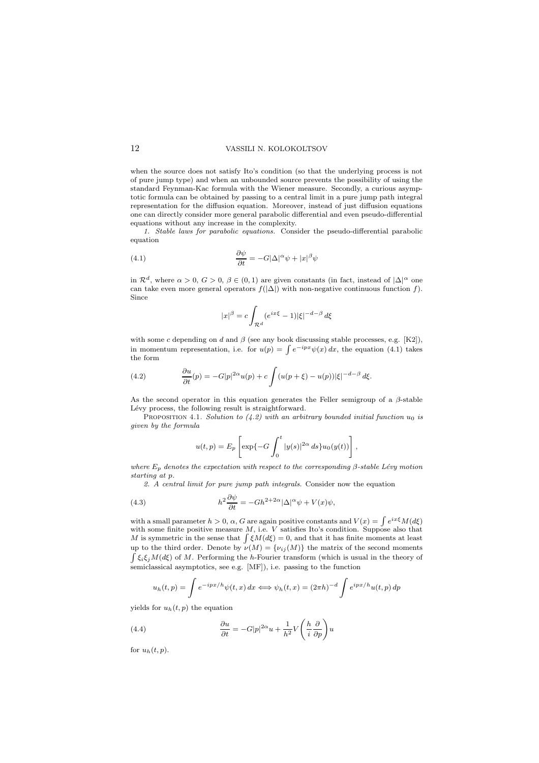when the source does not satisfy Ito's condition (so that the underlying process is not of pure jump type) and when an unbounded source prevents the possibility of using the standard Feynman-Kac formula with the Wiener measure. Secondly, a curious asymptotic formula can be obtained by passing to a central limit in a pure jump path integral representation for the diffusion equation. Moreover, instead of just diffusion equations one can directly consider more general parabolic differential and even pseudo-differential equations without any increase in the complexity.

*1. Stable laws for parabolic equations.* Consider the pseudo-differential parabolic equation

$$\frac{\partial \psi}{\partial t} = -G|\Delta|^{\alpha}\psi + |x|^{\beta}\psi \tag{4.1}$$

in $\mathcal{R}^d$, where $\alpha > 0$, $G > 0$, $\beta \in (0,1)$ are given constants (in fact, instead of $|\Delta|^{\alpha}$ one can take even more general operators $f(|\Delta|)$ with non-negative continuous function $f$). Since

$$|x|^{\beta} = c\int_{\mathcal{R}^d}(e^{ix\xi} - 1)|\xi|^{-d-\beta}\,d\xi$$

with some $c$ depending on $d$ and $\beta$ (see any book discussing stable processes, e.g. [K2]), in momentum representation, i.e. for $u(p) = \int e^{-ipx}\psi(x)\,dx$, the equation (4.1) takes the form

$$\frac{\partial u}{\partial t}(p) = -G|p|^{2\alpha}u(p) + c\int (u(p+\xi) - u(p))|\xi|^{-d-\beta}\,d\xi. \tag{4.2}$$

As the second operator in this equation generates the Feller semigroup of a $\beta$-stable Lévy process, the following result is straightforward.

Proposition 4.1. *Solution to (4.2) with an arbitrary bounded initial function $u_0$ is given by the formula*

$$u(t,p) = E_p\left[\exp\{-G\int_0^t |y(s)|^{2\alpha}\,ds\}u_0(y(t))\right],$$

*where $E_p$ denotes the expectation with respect to the corresponding $\beta$-stable Lévy motion starting at $p$.*

*2. A central limit for pure jump path integrals.* Consider now the equation

$$h^2\frac{\partial \psi}{\partial t} = -Gh^{2+2\alpha}|\Delta|^{\alpha}\psi + V(x)\psi, \tag{4.3}$$

with a small parameter $h > 0$, $\alpha$, $G$ are again positive constants and $V(x) = \int e^{ix\xi}M(d\xi)$ with some finite positive measure $M$, i.e. $V$ satisfies Ito's condition. Suppose also that $M$ is symmetric in the sense that $\int \xi M(d\xi) = 0$, and that it has finite moments at least up to the third order. Denote by $\nu(M) = \{\nu_{ij}(M)\}$ the matrix of the second moments $\int \xi_i\xi_j M(d\xi)$ of $M$. Performing the $h$-Fourier transform (which is usual in the theory of semiclassical asymptotics, see e.g. [MF]), i.e. passing to the function

$$u_h(t,p) = \int e^{-ipx/h}\psi(t,x)\,dx \Longleftrightarrow \psi_h(t,x) = (2\pi h)^{-d}\int e^{ipx/h}u(t,p)\,dp$$

yields for $u_h(t,p)$ the equation

$$\frac{\partial u}{\partial t} = -G|p|^{2\alpha}u + \frac{1}{h^2}V\left(\frac{h}{i}\frac{\partial}{\partial p}\right)u \tag{4.4}$$

for $u_h(t,p)$.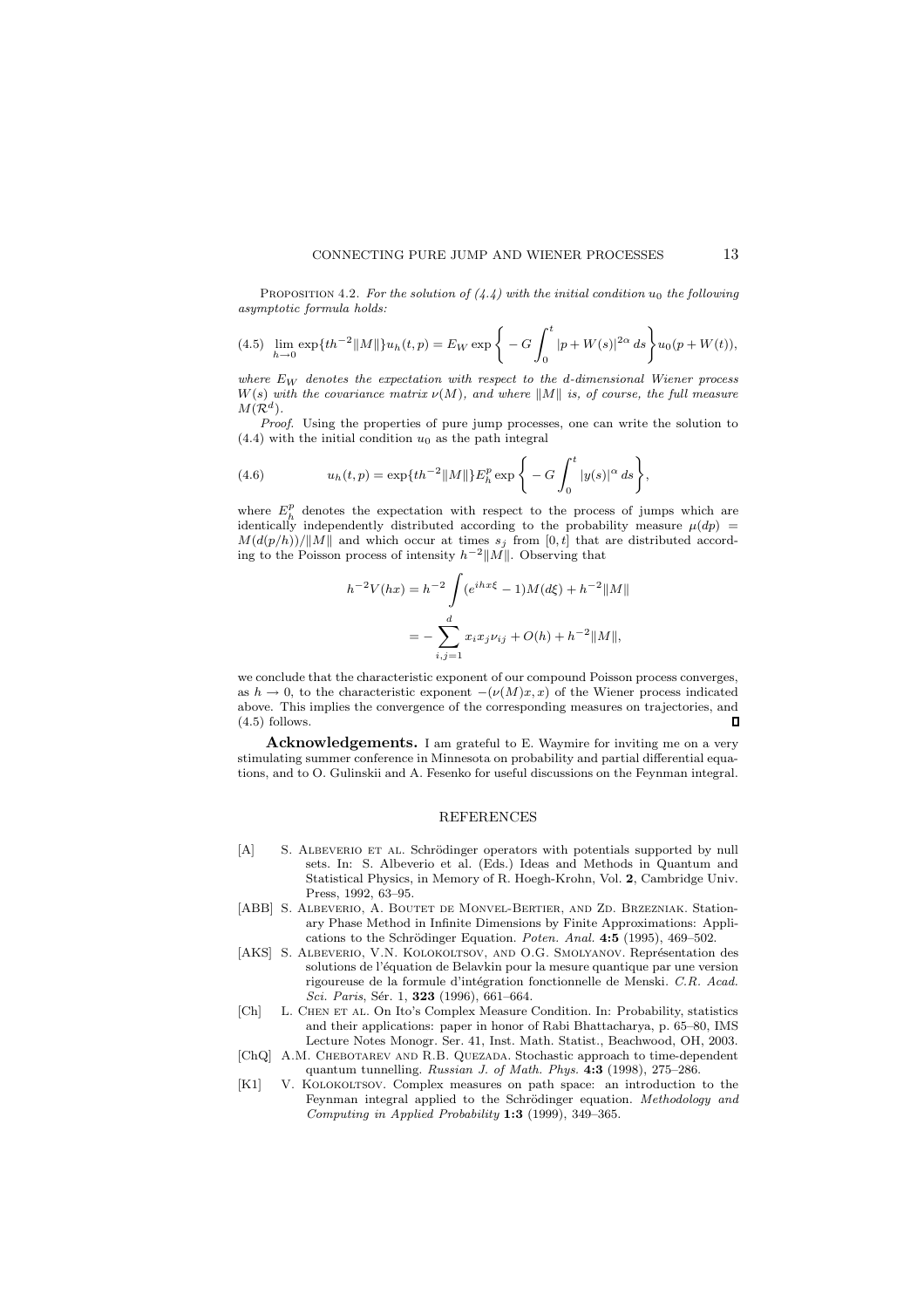PROPOSITION 4.2. *For the solution of (4.4) with the initial condition $u_0$ the following asymptotic formula holds:*

$$\lim_{h\to 0} \exp\{th^{-2}\|M\|\} u_h(t,p) = E_W \exp\left\{ -G\int_0^t |p+W(s)|^{2\alpha}\, ds\right\} u_0(p+W(t)), \tag{4.5}$$

*where $E_W$ denotes the expectation with respect to the $d$-dimensional Wiener process $W(s)$ with the covariance matrix $\nu(M)$, and where $\|M\|$ is, of course, the full measure $M(\mathcal{R}^d)$.*

*Proof.* Using the properties of pure jump processes, one can write the solution to (4.4) with the initial condition $u_0$ as the path integral

$$u_h(t,p) = \exp\{th^{-2}\|M\|\} E_h^p \exp\left\{ -G\int_0^t |y(s)|^{\alpha}\, ds\right\}, \tag{4.6}$$

where $E_h^p$ denotes the expectation with respect to the process of jumps which are identically independently distributed according to the probability measure $\mu(dp) = M(d(p/h))/\|M\|$ and which occur at times $s_j$ from $[0,t]$ that are distributed according to the Poisson process of intensity $h^{-2}\|M\|$. Observing that

$$\begin{aligned} h^{-2}V(hx) &= h^{-2}\int (e^{ihx\xi}-1)M(d\xi) + h^{-2}\|M\| \\ &= -\sum_{i,j=1}^{d} x_i x_j \nu_{ij} + O(h) + h^{-2}\|M\|, \end{aligned}$$

we conclude that the characteristic exponent of our compound Poisson process converges, as $h \to 0$, to the characteristic exponent $-(\nu(M)x,x)$ of the Wiener process indicated above. This implies the convergence of the corresponding measures on trajectories, and (4.5) follows. ∎

**Acknowledgements.** I am grateful to E. Waymire for inviting me on a very stimulating summer conference in Minnesota on probability and partial differential equations, and to O. Gulinskii and A. Fesenko for useful discussions on the Feynman integral.

## REFERENCES

- [A] S. ALBEVERIO ET AL. Schrödinger operators with potentials supported by null sets. In: S. Albeverio et al. (Eds.) Ideas and Methods in Quantum and Statistical Physics, in Memory of R. Hoegh-Krohn, Vol. **2**, Cambridge Univ. Press, 1992, 63–95.
- [ABB] S. ALBEVERIO, A. BOUTET DE MONVEL-BERTIER, AND ZD. BRZEZNIAK. Stationary Phase Method in Infinite Dimensions by Finite Approximations: Applications to the Schrödinger Equation. *Poten. Anal.* **4:5** (1995), 469–502.
- [AKS] S. ALBEVERIO, V.N. KOLOKOLTSOV, AND O.G. SMOLYANOV. Représentation des solutions de l'équation de Belavkin pour la mesure quantique par une version rigoureuse de la formule d'intégration fonctionnelle de Menski. *C.R. Acad. Sci. Paris*, Sér. 1, **323** (1996), 661–664.
- [Ch] L. CHEN ET AL. On Ito's Complex Measure Condition. In: Probability, statistics and their applications: paper in honor of Rabi Bhattacharya, p. 65–80, IMS Lecture Notes Monogr. Ser. 41, Inst. Math. Statist., Beachwood, OH, 2003.
- [ChQ] A.M. CHEBOTAREV AND R.B. QUEZADA. Stochastic approach to time-dependent quantum tunnelling. *Russian J. of Math. Phys.* **4:3** (1998), 275–286.
- [K1] V. KOLOKOLTSOV. Complex measures on path space: an introduction to the Feynman integral applied to the Schrödinger equation. *Methodology and Computing in Applied Probability* **1:3** (1999), 349–365.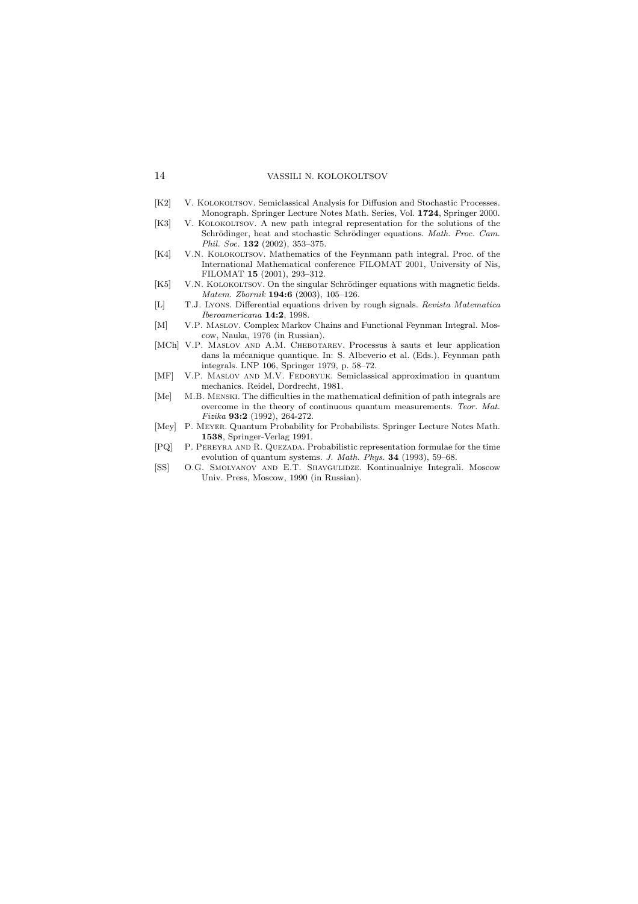[K2] V. Kolokoltsov. Semiclassical Analysis for Diffusion and Stochastic Processes. Monograph. Springer Lecture Notes Math. Series, Vol. **1724**, Springer 2000.

[K3] V. Kolokoltsov. A new path integral representation for the solutions of the Schrödinger, heat and stochastic Schrödinger equations. *Math. Proc. Cam. Phil. Soc.* **132** (2002), 353–375.

[K4] V.N. Kolokoltsov. Mathematics of the Feynmann path integral. Proc. of the International Mathematical conference FILOMAT 2001, University of Nis, FILOMAT **15** (2001), 293–312.

[K5] V.N. Kolokoltsov. On the singular Schrödinger equations with magnetic fields. *Matem. Zbornik* **194:6** (2003), 105–126.

[L] T.J. Lyons. Differential equations driven by rough signals. *Revista Matematica Iberoamericana* **14:2**, 1998.

[M] V.P. Maslov. Complex Markov Chains and Functional Feynman Integral. Moscow, Nauka, 1976 (in Russian).

[MCh] V.P. Maslov and A.M. Chebotarev. Processus à sauts et leur application dans la mécanique quantique. In: S. Albeverio et al. (Eds.). Feynman path integrals. LNP 106, Springer 1979, p. 58–72.

[MF] V.P. Maslov and M.V. Fedoryuk. Semiclassical approximation in quantum mechanics. Reidel, Dordrecht, 1981.

[Me] M.B. Menski. The difficulties in the mathematical definition of path integrals are overcome in the theory of continuous quantum measurements. *Teor. Mat. Fizika* **93:2** (1992), 264-272.

[Mey] P. Meyer. Quantum Probability for Probabilists. Springer Lecture Notes Math. **1538**, Springer-Verlag 1991.

[PQ] P. Pereyra and R. Quezada. Probabilistic representation formulae for the time evolution of quantum systems. *J. Math. Phys.* **34** (1993), 59–68.

[SS] O.G. Smolyanov and E.T. Shavgulidze. Kontinualniye Integrali. Moscow Univ. Press, Moscow, 1990 (in Russian).